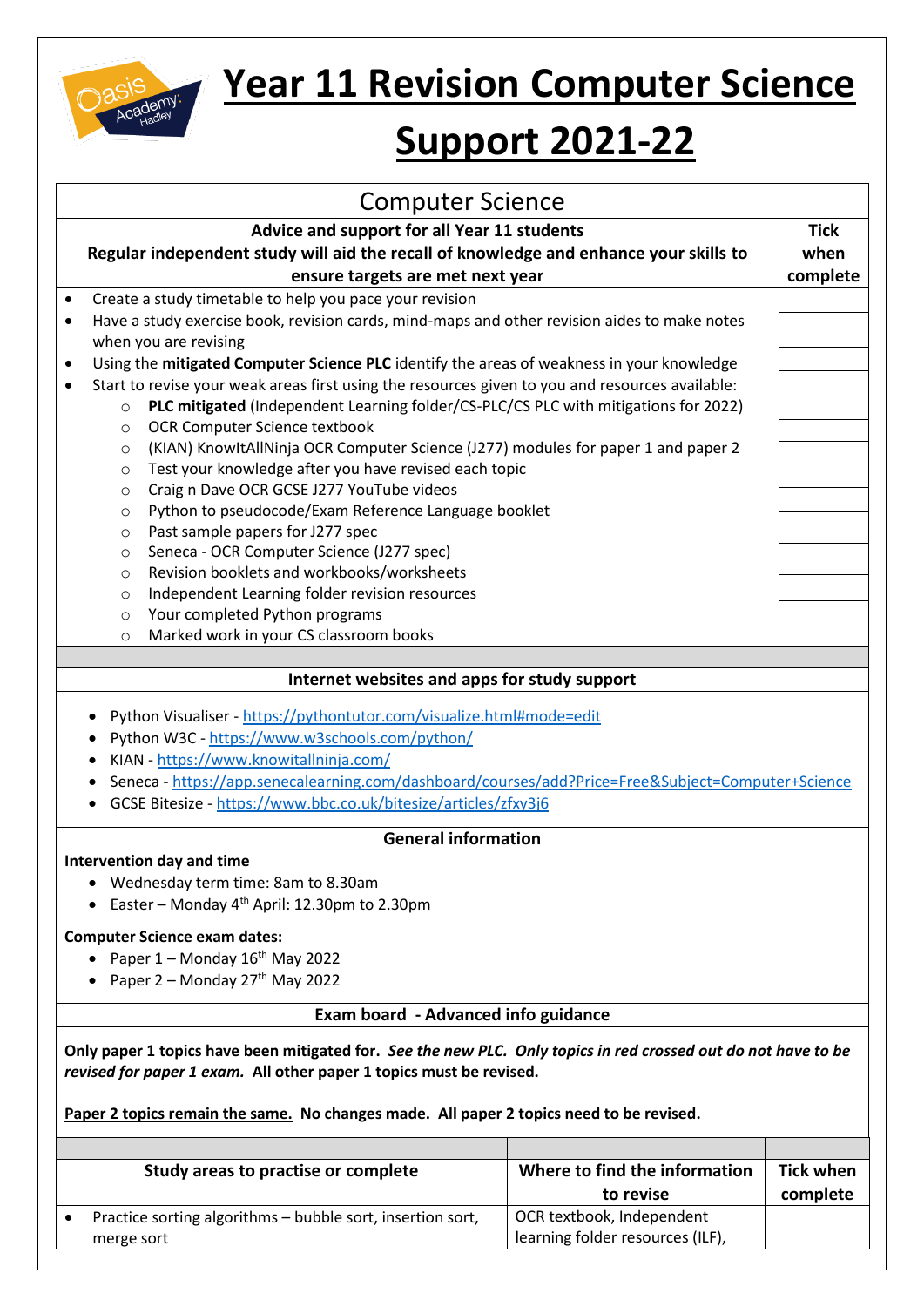# Year 11 Revision Computer Science Support 2021-22

## Computer Science

| Advice and support for all Year 11 students<br>Regular independent study will aid the recall of knowledge and enhance your skills to ensure targets are met next year | Tick when complete |
|---|---|
| • Create a study timetable to help you pace your revision | |
| • Have a study exercise book, revision cards, mind-maps and other revision aides to make notes when you are revising | |
| • Using the **mitigated Computer Science PLC** identify the areas of weakness in your knowledge | |
| • Start to revise your weak areas first using the resources given to you and resources available: | |
| ○ **PLC mitigated** (Independent Learning folder/CS-PLC/CS PLC with mitigations for 2022) | |
| ○ OCR Computer Science textbook | |
| ○ (KIAN) KnowItAllNinja OCR Computer Science (J277) modules for paper 1 and paper 2 | |
| ○ Test your knowledge after you have revised each topic | |
| ○ Craig n Dave OCR GCSE J277 YouTube videos | |
| ○ Python to pseudocode/Exam Reference Language booklet | |
| ○ Past sample papers for J277 spec | |
| ○ Seneca - OCR Computer Science (J277 spec) | |
| ○ Revision booklets and workbooks/worksheets | |
| ○ Independent Learning folder revision resources | |
| ○ Your completed Python programs<br>○ Marked work in your CS classroom books | |

### Internet websites and apps for study support

- Python Visualiser - https://pythontutor.com/visualize.html#mode=edit
- Python W3C - https://www.w3schools.com/python/
- KIAN - https://www.knowitallninja.com/
- Seneca - https://app.senecalearning.com/dashboard/courses/add?Price=Free&Subject=Computer+Science
- GCSE Bitesize - https://www.bbc.co.uk/bitesize/articles/zfxy3j6

### General information

**Intervention day and time**

- Wednesday term time: 8am to 8.30am
- Easter – Monday 4th April: 12.30pm to 2.30pm

**Computer Science exam dates:**

- Paper 1 – Monday 16th May 2022
- Paper 2 – Monday 27th May 2022

### Exam board - Advanced info guidance

**Only paper 1 topics have been mitigated for.** ***See the new PLC. Only topics in red crossed out do not have to be revised for paper 1 exam.*** **All other paper 1 topics must be revised.**

**Paper 2 topics remain the same. No changes made. All paper 2 topics need to be revised.**

| Study areas to practise or complete | Where to find the information to revise | Tick when complete |
|---|---|---|
| • Practice sorting algorithms – bubble sort, insertion sort, merge sort | OCR textbook, Independent learning folder resources (ILF), | |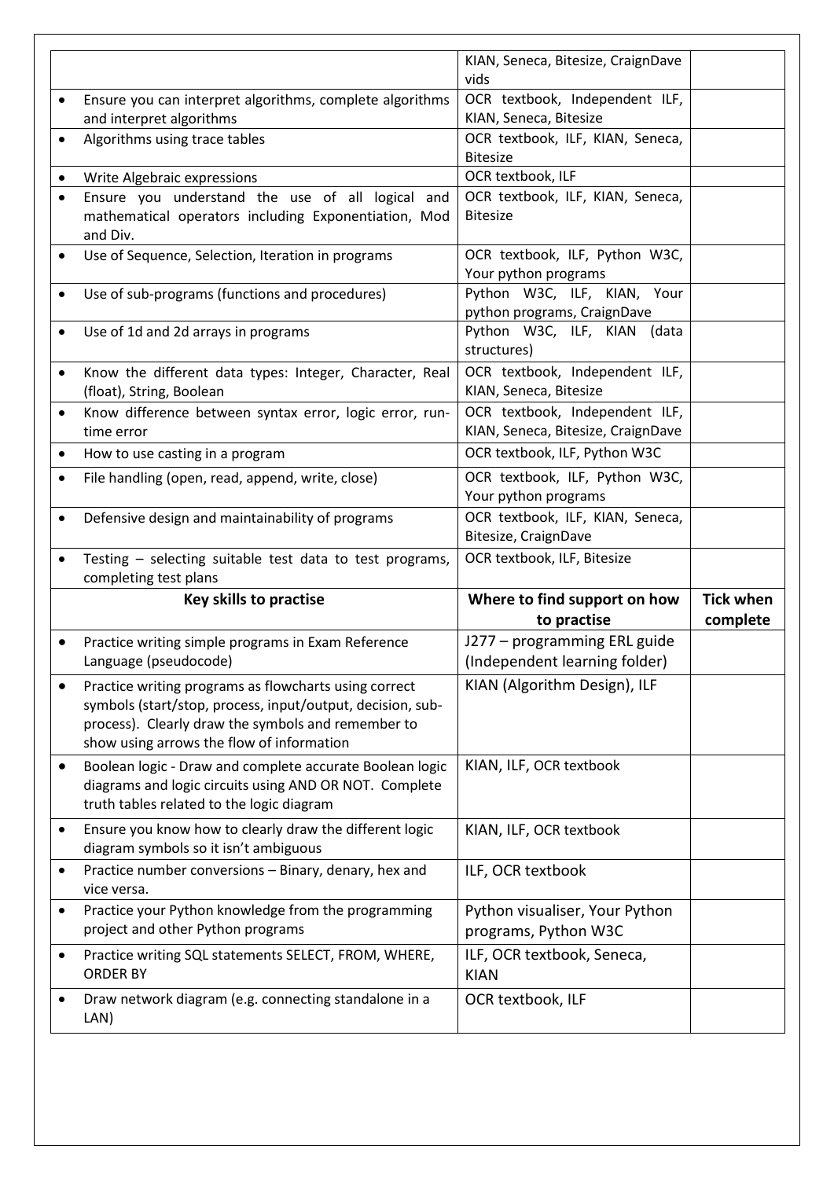| | | |
|---|---|---|
| | KIAN, Seneca, Bitesize, CraignDave vids | |
| • Ensure you can interpret algorithms, complete algorithms and interpret algorithms | OCR textbook, Independent ILF, KIAN, Seneca, Bitesize | |
| • Algorithms using trace tables | OCR textbook, ILF, KIAN, Seneca, Bitesize | |
| • Write Algebraic expressions | OCR textbook, ILF | |
| • Ensure you understand the use of all logical and mathematical operators including Exponentiation, Mod and Div. | OCR textbook, ILF, KIAN, Seneca, Bitesize | |
| • Use of Sequence, Selection, Iteration in programs | OCR textbook, ILF, Python W3C, Your python programs | |
| • Use of sub-programs (functions and procedures) | Python W3C, ILF, KIAN, Your python programs, CraignDave | |
| • Use of 1d and 2d arrays in programs | Python W3C, ILF, KIAN (data structures) | |
| • Know the different data types: Integer, Character, Real (float), String, Boolean | OCR textbook, Independent ILF, KIAN, Seneca, Bitesize | |
| • Know difference between syntax error, logic error, run-time error | OCR textbook, Independent ILF, KIAN, Seneca, Bitesize, CraignDave | |
| • How to use casting in a program | OCR textbook, ILF, Python W3C | |
| • File handling (open, read, append, write, close) | OCR textbook, ILF, Python W3C, Your python programs | |
| • Defensive design and maintainability of programs | OCR textbook, ILF, KIAN, Seneca, Bitesize, CraignDave | |
| • Testing – selecting suitable test data to test programs, completing test plans | OCR textbook, ILF, Bitesize | |
| **Key skills to practise** | **Where to find support on how to practise** | **Tick when complete** |
| • Practice writing simple programs in Exam Reference Language (pseudocode) | J277 – programming ERL guide (Independent learning folder) | |
| • Practice writing programs as flowcharts using correct symbols (start/stop, process, input/output, decision, sub-process). Clearly draw the symbols and remember to show using arrows the flow of information | KIAN (Algorithm Design), ILF | |
| • Boolean logic - Draw and complete accurate Boolean logic diagrams and logic circuits using AND OR NOT. Complete truth tables related to the logic diagram | KIAN, ILF, OCR textbook | |
| • Ensure you know how to clearly draw the different logic diagram symbols so it isn't ambiguous | KIAN, ILF, OCR textbook | |
| • Practice number conversions – Binary, denary, hex and vice versa. | ILF, OCR textbook | |
| • Practice your Python knowledge from the programming project and other Python programs | Python visualiser, Your Python programs, Python W3C | |
| • Practice writing SQL statements SELECT, FROM, WHERE, ORDER BY | ILF, OCR textbook, Seneca, KIAN | |
| • Draw network diagram (e.g. connecting standalone in a LAN) | OCR textbook, ILF | |